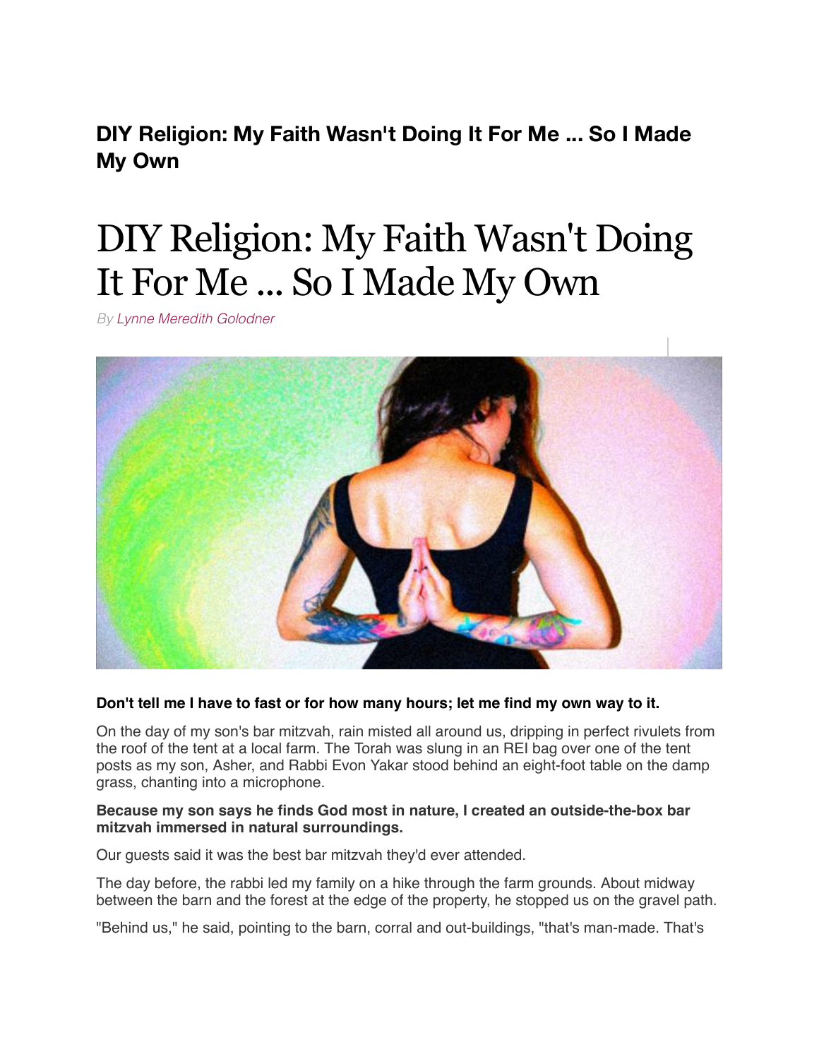**DIY Religion: My Faith Wasn't Doing It For Me ... So I Made My Own**

# DIY Religion: My Faith Wasn't Doing It For Me ... So I Made My Own

*By Lynne Meredith Golodner*

**Don't tell me I have to fast or for how many hours; let me find my own way to it.**

On the day of my son's bar mitzvah, rain misted all around us, dripping in perfect rivulets from the roof of the tent at a local farm. The Torah was slung in an REI bag over one of the tent posts as my son, Asher, and Rabbi Evon Yakar stood behind an eight-foot table on the damp grass, chanting into a microphone.

**Because my son says he finds God most in nature, I created an outside-the-box bar mitzvah immersed in natural surroundings.**

Our guests said it was the best bar mitzvah they'd ever attended.

The day before, the rabbi led my family on a hike through the farm grounds. About midway between the barn and the forest at the edge of the property, he stopped us on the gravel path.

"Behind us," he said, pointing to the barn, corral and out-buildings, "that's man-made. That's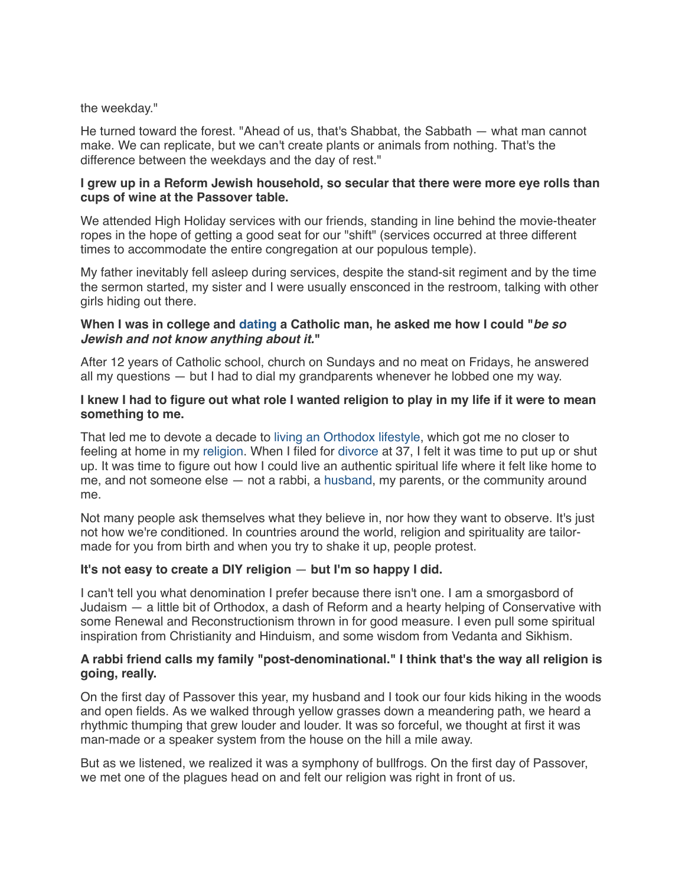the weekday."

He turned toward the forest. "Ahead of us, that's Shabbat, the Sabbath — what man cannot make. We can replicate, but we can't create plants or animals from nothing. That's the difference between the weekdays and the day of rest."

**I grew up in a Reform Jewish household, so secular that there were more eye rolls than cups of wine at the Passover table.**

We attended High Holiday services with our friends, standing in line behind the movie-theater ropes in the hope of getting a good seat for our "shift" (services occurred at three different times to accommodate the entire congregation at our populous temple).

My father inevitably fell asleep during services, despite the stand-sit regiment and by the time the sermon started, my sister and I were usually ensconced in the restroom, talking with other girls hiding out there.

**When I was in college and dating a Catholic man, he asked me how I could "*be so Jewish and not know anything about it*."**

After 12 years of Catholic school, church on Sundays and no meat on Fridays, he answered all my questions — but I had to dial my grandparents whenever he lobbed one my way.

**I knew I had to figure out what role I wanted religion to play in my life if it were to mean something to me.**

That led me to devote a decade to living an Orthodox lifestyle, which got me no closer to feeling at home in my religion. When I filed for divorce at 37, I felt it was time to put up or shut up. It was time to figure out how I could live an authentic spiritual life where it felt like home to me, and not someone else — not a rabbi, a husband, my parents, or the community around me.

Not many people ask themselves what they believe in, nor how they want to observe. It's just not how we're conditioned. In countries around the world, religion and spirituality are tailor-made for you from birth and when you try to shake it up, people protest.

**It's not easy to create a DIY religion — but I'm so happy I did.**

I can't tell you what denomination I prefer because there isn't one. I am a smorgasbord of Judaism — a little bit of Orthodox, a dash of Reform and a hearty helping of Conservative with some Renewal and Reconstructionism thrown in for good measure. I even pull some spiritual inspiration from Christianity and Hinduism, and some wisdom from Vedanta and Sikhism.

**A rabbi friend calls my family "post-denominational." I think that's the way all religion is going, really.**

On the first day of Passover this year, my husband and I took our four kids hiking in the woods and open fields. As we walked through yellow grasses down a meandering path, we heard a rhythmic thumping that grew louder and louder. It was so forceful, we thought at first it was man-made or a speaker system from the house on the hill a mile away.

But as we listened, we realized it was a symphony of bullfrogs. On the first day of Passover, we met one of the plagues head on and felt our religion was right in front of us.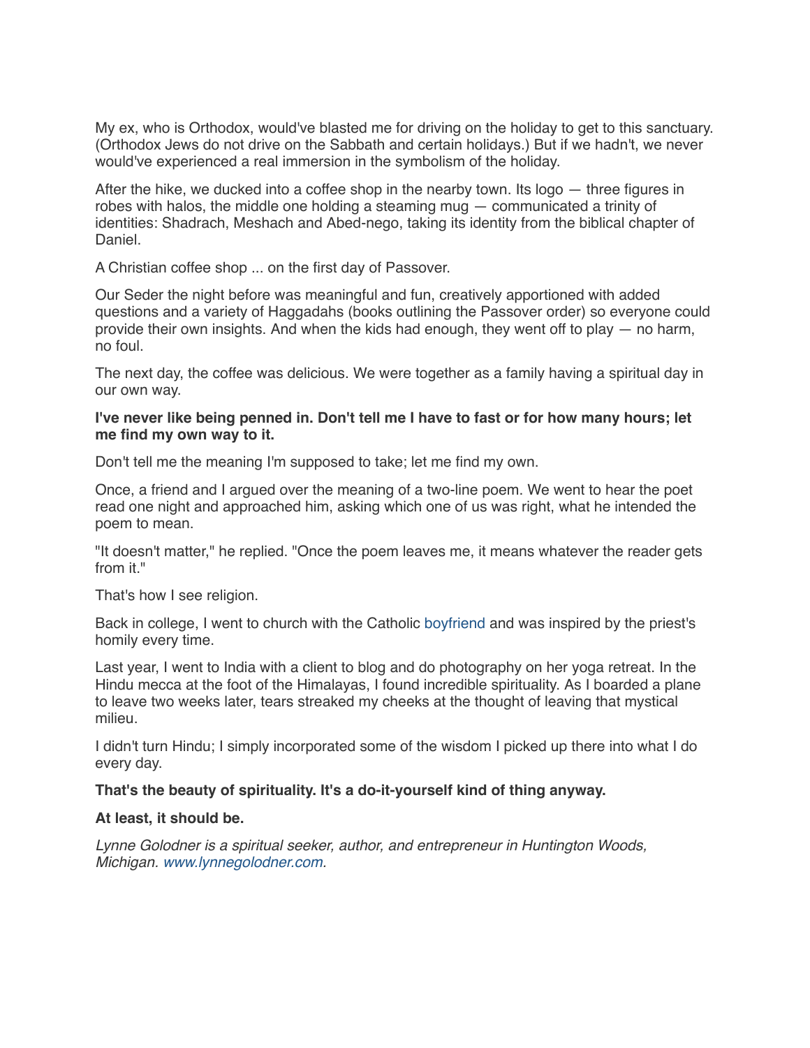My ex, who is Orthodox, would've blasted me for driving on the holiday to get to this sanctuary. (Orthodox Jews do not drive on the Sabbath and certain holidays.) But if we hadn't, we never would've experienced a real immersion in the symbolism of the holiday.

After the hike, we ducked into a coffee shop in the nearby town. Its logo — three figures in robes with halos, the middle one holding a steaming mug — communicated a trinity of identities: Shadrach, Meshach and Abed-nego, taking its identity from the biblical chapter of Daniel.

A Christian coffee shop ... on the first day of Passover.

Our Seder the night before was meaningful and fun, creatively apportioned with added questions and a variety of Haggadahs (books outlining the Passover order) so everyone could provide their own insights. And when the kids had enough, they went off to play — no harm, no foul.

The next day, the coffee was delicious. We were together as a family having a spiritual day in our own way.

**I've never like being penned in. Don't tell me I have to fast or for how many hours; let me find my own way to it.**

Don't tell me the meaning I'm supposed to take; let me find my own.

Once, a friend and I argued over the meaning of a two-line poem. We went to hear the poet read one night and approached him, asking which one of us was right, what he intended the poem to mean.

"It doesn't matter," he replied. "Once the poem leaves me, it means whatever the reader gets from it."

That's how I see religion.

Back in college, I went to church with the Catholic boyfriend and was inspired by the priest's homily every time.

Last year, I went to India with a client to blog and do photography on her yoga retreat. In the Hindu mecca at the foot of the Himalayas, I found incredible spirituality. As I boarded a plane to leave two weeks later, tears streaked my cheeks at the thought of leaving that mystical milieu.

I didn't turn Hindu; I simply incorporated some of the wisdom I picked up there into what I do every day.

**That's the beauty of spirituality. It's a do-it-yourself kind of thing anyway.**

**At least, it should be.**

*Lynne Golodner is a spiritual seeker, author, and entrepreneur in Huntington Woods, Michigan. www.lynnegolodner.com.*